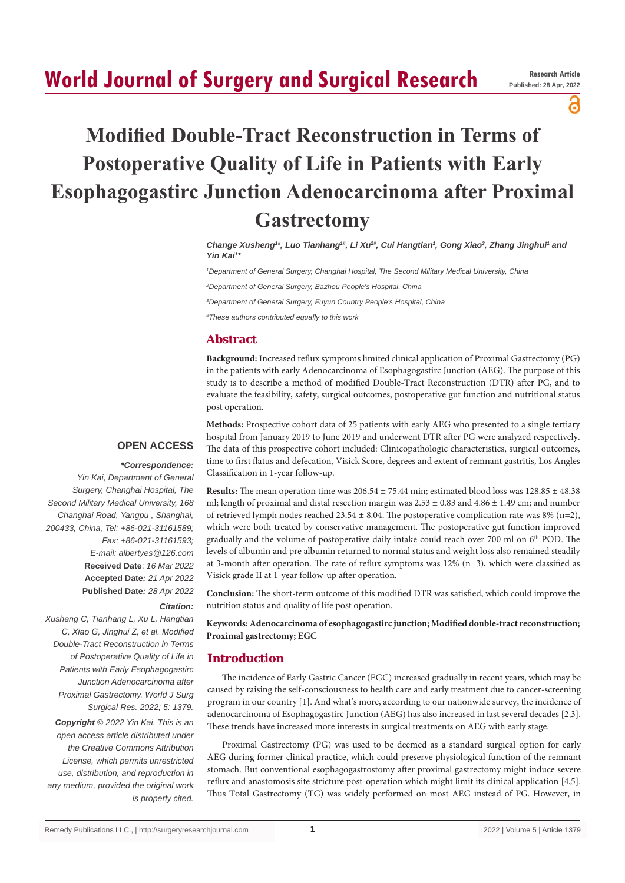Research Article

Published: 28 Apr, 2022

# Modified Double-Tract Reconstruction in Terms of Postoperative Quality of Life in Patients with Early Esophagogastirc Junction Adenocarcinoma after Proximal Gastrectomy

*Change Xusheng[1#], Luo Tianhang[1#], Li Xu[2#], Cui Hangtian[1], Gong Xiao[3], Zhang Jinghui[1] and Yin Kai[1]**

[1]Department of General Surgery, Changhai Hospital, The Second Military Medical University, China

[2]Department of General Surgery, Bazhou People's Hospital, China

[3]Department of General Surgery, Fuyun Country People's Hospital, China

[#]These authors contributed equally to this work

## Abstract

**Background:** Increased reflux symptoms limited clinical application of Proximal Gastrectomy (PG) in the patients with early Adenocarcinoma of Esophagogastirc Junction (AEG). The purpose of this study is to describe a method of modified Double-Tract Reconstruction (DTR) after PG, and to evaluate the feasibility, safety, surgical outcomes, postoperative gut function and nutritional status post operation.

**Methods:** Prospective cohort data of 25 patients with early AEG who presented to a single tertiary hospital from January 2019 to June 2019 and underwent DTR after PG were analyzed respectively. The data of this prospective cohort included: Clinicopathologic characteristics, surgical outcomes, time to first flatus and defecation, Visick Score, degrees and extent of remnant gastritis, Los Angles Classification in 1-year follow-up.

**Results:** The mean operation time was 206.54 ± 75.44 min; estimated blood loss was 128.85 ± 48.38 ml; length of proximal and distal resection margin was 2.53 ± 0.83 and 4.86 ± 1.49 cm; and number of retrieved lymph nodes reached 23.54 ± 8.04. The postoperative complication rate was 8% (n=2), which were both treated by conservative management. The postoperative gut function improved gradually and the volume of postoperative daily intake could reach over 700 ml on 6th POD. The levels of albumin and pre albumin returned to normal status and weight loss also remained steadily at 3-month after operation. The rate of reflux symptoms was 12% (n=3), which were classified as Visick grade II at 1-year follow-up after operation.

**Conclusion:** The short-term outcome of this modified DTR was satisfied, which could improve the nutrition status and quality of life post operation.

**Keywords: Adenocarcinoma of esophagogastirc junction; Modified double-tract reconstruction; Proximal gastrectomy; EGC**

**OPEN ACCESS**

***Correspondence:***

*Yin Kai, Department of General Surgery, Changhai Hospital, The Second Military Medical University, 168 Changhai Road, Yangpu , Shanghai, 200433, China, Tel: +86-021-31161589; Fax: +86-021-31161593;*

*E-mail: albertyes@126.com*

**Received Date**: *16 Mar 2022*

**Accepted Date***: 21 Apr 2022*

**Published Date***: 28 Apr 2022*

***Citation:***

*Xusheng C, Tianhang L, Xu L, Hangtian C, Xiao G, Jinghui Z, et al. Modified Double-Tract Reconstruction in Terms of Postoperative Quality of Life in Patients with Early Esophagogastirc Junction Adenocarcinoma after Proximal Gastrectomy. World J Surg Surgical Res. 2022; 5: 1379.*

***Copyright** © 2022 Yin Kai. This is an open access article distributed under the Creative Commons Attribution License, which permits unrestricted use, distribution, and reproduction in any medium, provided the original work is properly cited.*

## Introduction

The incidence of Early Gastric Cancer (EGC) increased gradually in recent years, which may be caused by raising the self-consciousness to health care and early treatment due to cancer-screening program in our country [1]. And what's more, according to our nationwide survey, the incidence of adenocarcinoma of Esophagogastirc Junction (AEG) has also increased in last several decades [2,3]. These trends have increased more interests in surgical treatments on AEG with early stage.

Proximal Gastrectomy (PG) was used to be deemed as a standard surgical option for early AEG during former clinical practice, which could preserve physiological function of the remnant stomach. But conventional esophagogastrostomy after proximal gastrectomy might induce severe reflux and anastomosis site stricture post-operation which might limit its clinical application [4,5]. Thus Total Gastrectomy (TG) was widely performed on most AEG instead of PG. However, in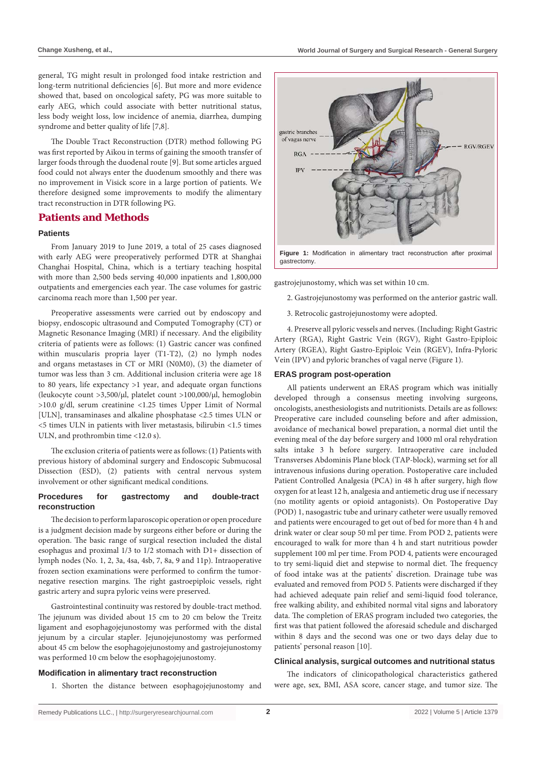general, TG might result in prolonged food intake restriction and long-term nutritional deficiencies [6]. But more and more evidence showed that, based on oncological safety, PG was more suitable to early AEG, which could associate with better nutritional status, less body weight loss, low incidence of anemia, diarrhea, dumping syndrome and better quality of life [7,8].

The Double Tract Reconstruction (DTR) method following PG was first reported by Aikou in terms of gaining the smooth transfer of larger foods through the duodenal route [9]. But some articles argued food could not always enter the duodenum smoothly and there was no improvement in Visick score in a large portion of patients. We therefore designed some improvements to modify the alimentary tract reconstruction in DTR following PG.

## Patients and Methods

### Patients

From January 2019 to June 2019, a total of 25 cases diagnosed with early AEG were preoperatively performed DTR at Shanghai Changhai Hospital, China, which is a tertiary teaching hospital with more than 2,500 beds serving 40,000 inpatients and 1,800,000 outpatients and emergencies each year. The case volumes for gastric carcinoma reach more than 1,500 per year.

Preoperative assessments were carried out by endoscopy and biopsy, endoscopic ultrasound and Computed Tomography (CT) or Magnetic Resonance Imaging (MRI) if necessary. And the eligibility criteria of patients were as follows: (1) Gastric cancer was confined within muscularis propria layer (T1-T2), (2) no lymph nodes and organs metastases in CT or MRI (N0M0), (3) the diameter of tumor was less than 3 cm. Additional inclusion criteria were age 18 to 80 years, life expectancy >1 year, and adequate organ functions (leukocyte count >3,500/μl, platelet count >100,000/μl, hemoglobin >10.0 g/dl, serum creatinine <1.25 times Upper Limit of Normal [ULN], transaminases and alkaline phosphatase <2.5 times ULN or <5 times ULN in patients with liver metastasis, bilirubin <1.5 times ULN, and prothrombin time <12.0 s).

The exclusion criteria of patients were as follows: (1) Patients with previous history of abdominal surgery and Endoscopic Submucosal Dissection (ESD), (2) patients with central nervous system involvement or other significant medical conditions.

### Procedures for gastrectomy and double-tract reconstruction

The decision to perform laparoscopic operation or open procedure is a judgment decision made by surgeons either before or during the operation. The basic range of surgical resection included the distal esophagus and proximal 1/3 to 1/2 stomach with D1+ dissection of lymph nodes (No. 1, 2, 3a, 4sa, 4sb, 7, 8a, 9 and 11p). Intraoperative frozen section examinations were performed to confirm the tumor-negative resection margins. The right gastroepiploic vessels, right gastric artery and supra pyloric veins were preserved.

Gastrointestinal continuity was restored by double-tract method. The jejunum was divided about 15 cm to 20 cm below the Treitz ligament and esophagojejunostomy was performed with the distal jejunum by a circular stapler. Jejunojejunostomy was performed about 45 cm below the esophagojejunostomy and gastrojejunostomy was performed 10 cm below the esophagojejunostomy.

### Modification in alimentary tract reconstruction

1. Shorten the distance between esophagojejunostomy and gastrojejunostomy, which was set within 10 cm.

2. Gastrojejunostomy was performed on the anterior gastric wall.

3. Retrocolic gastrojejunostomy were adopted.

4. Preserve all pyloric vessels and nerves. (Including: Right Gastric Artery (RGA), Right Gastric Vein (RGV), Right Gastro-Epiploic Artery (RGEA), Right Gastro-Epiploic Vein (RGEV), Infra-Pyloric Vein (IPV) and pyloric branches of vagal nerve (Figure 1).

**Figure 1:** Modification in alimentary tract reconstruction after proximal gastrectomy.

### ERAS program post-operation

All patients underwent an ERAS program which was initially developed through a consensus meeting involving surgeons, oncologists, anesthesiologists and nutritionists. Details are as follows: Preoperative care included counseling before and after admission, avoidance of mechanical bowel preparation, a normal diet until the evening meal of the day before surgery and 1000 ml oral rehydration salts intake 3 h before surgery. Intraoperative care included Transverses Abdominis Plane block (TAP-block), warming set for all intravenous infusions during operation. Postoperative care included Patient Controlled Analgesia (PCA) in 48 h after surgery, high flow oxygen for at least 12 h, analgesia and antiemetic drug use if necessary (no motility agents or opioid antagonists). On Postoperative Day (POD) 1, nasogastric tube and urinary catheter were usually removed and patients were encouraged to get out of bed for more than 4 h and drink water or clear soup 50 ml per time. From POD 2, patients were encouraged to walk for more than 4 h and start nutritious powder supplement 100 ml per time. From POD 4, patients were encouraged to try semi-liquid diet and stepwise to normal diet. The frequency of food intake was at the patients' discretion. Drainage tube was evaluated and removed from POD 5. Patients were discharged if they had achieved adequate pain relief and semi-liquid food tolerance, free walking ability, and exhibited normal vital signs and laboratory data. The completion of ERAS program included two categories, the first was that patient followed the aforesaid schedule and discharged within 8 days and the second was one or two days delay due to patients' personal reason [10].

### Clinical analysis, surgical outcomes and nutritional status

The indicators of clinicopathological characteristics gathered were age, sex, BMI, ASA score, cancer stage, and tumor size. The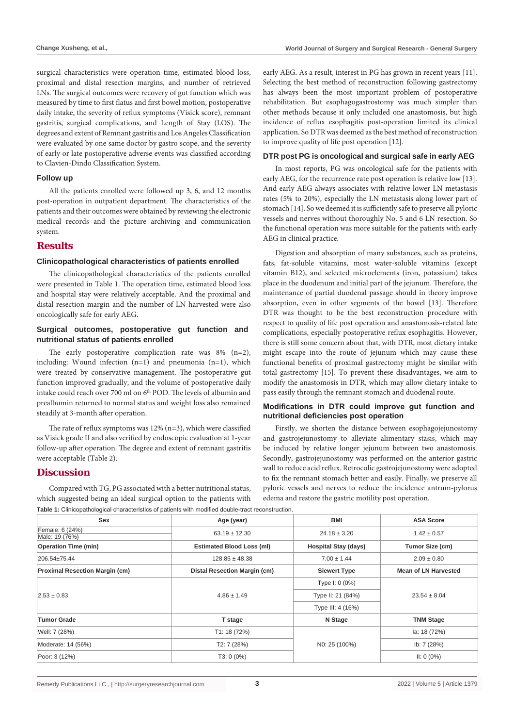surgical characteristics were operation time, estimated blood loss, proximal and distal resection margins, and number of retrieved LNs. The surgical outcomes were recovery of gut function which was measured by time to first flatus and first bowel motion, postoperative daily intake, the severity of reflux symptoms (Visick score), remnant gastritis, surgical complications, and Length of Stay (LOS). The degrees and extent of Remnant gastritis and Los Angeles Classification were evaluated by one same doctor by gastro scope, and the severity of early or late postoperative adverse events was classified according to Clavien-Dindo Classification System.

### Follow up

All the patients enrolled were followed up 3, 6, and 12 months post-operation in outpatient department. The characteristics of the patients and their outcomes were obtained by reviewing the electronic medical records and the picture archiving and communication system.

## Results

### Clinicopathological characteristics of patients enrolled

The clinicopathological characteristics of the patients enrolled were presented in Table 1. The operation time, estimated blood loss and hospital stay were relatively acceptable. And the proximal and distal resection margin and the number of LN harvested were also oncologically safe for early AEG.

### Surgical outcomes, postoperative gut function and nutritional status of patients enrolled

The early postoperative complication rate was 8% (n=2), including: Wound infection (n=1) and pneumonia (n=1), which were treated by conservative management. The postoperative gut function improved gradually, and the volume of postoperative daily intake could reach over 700 ml on 6th POD. The levels of albumin and prealbumin returned to normal status and weight loss also remained steadily at 3-month after operation.

The rate of reflux symptoms was 12% (n=3), which were classified as Visick grade II and also verified by endoscopic evaluation at 1-year follow-up after operation. The degree and extent of remnant gastritis were acceptable (Table 2).

## Discussion

Compared with TG, PG associated with a better nutritional status, which suggested being an ideal surgical option to the patients with early AEG. As a result, interest in PG has grown in recent years [11]. Selecting the best method of reconstruction following gastrectomy has always been the most important problem of postoperative rehabilitation. But esophagogastrostomy was much simpler than other methods because it only included one anastomosis, but high incidence of reflux esophagitis post-operation limited its clinical application. So DTR was deemed as the best method of reconstruction to improve quality of life post operation [12].

### DTR post PG is oncological and surgical safe in early AEG

In most reports, PG was oncological safe for the patients with early AEG, for the recurrence rate post operation is relative low [13]. And early AEG always associates with relative lower LN metastasis rates (5% to 20%), especially the LN metastasis along lower part of stomach [14]. So we deemed it is sufficiently safe to preserve all pyloric vessels and nerves without thoroughly No. 5 and 6 LN resection. So the functional operation was more suitable for the patients with early AEG in clinical practice.

Digestion and absorption of many substances, such as proteins, fats, fat-soluble vitamins, most water-soluble vitamins (except vitamin B12), and selected microelements (iron, potassium) takes place in the duodenum and initial part of the jejunum. Therefore, the maintenance of partial duodenal passage should in theory improve absorption, even in other segments of the bowel [13]. Therefore DTR was thought to be the best reconstruction procedure with respect to quality of life post operation and anastomosis-related late complications, especially postoperative reflux esophagitis. However, there is still some concern about that, with DTR, most dietary intake might escape into the route of jejunum which may cause these functional benefits of proximal gastrectomy might be similar with total gastrectomy [15]. To prevent these disadvantages, we aim to modify the anastomosis in DTR, which may allow dietary intake to pass easily through the remnant stomach and duodenal route.

### Modifications in DTR could improve gut function and nutritional deficiencies post operation

Firstly, we shorten the distance between esophagojejunostomy and gastrojejunostomy to alleviate jejunum stasis, which may be induced by relative longer jejunum between two anastomosis. Secondly, gastrojejunostomy was performed on the anterior gastric wall to reduce acid reflux. Retrocolic gastrojejunostomy were adopted to fix the remnant stomach better and easily. Finally, we preserve all pyloric vessels and nerves to reduce the incidence antrum-pylorus edema and restore the gastric motility post operation.

**Table 1:** Clinicopathological characteristics of patients with modified double-tract reconstruction.

| Sex | Age (year) | BMI | ASA Score |
|---|---|---|---|
| Female: 6 (24%)<br>Male: 19 (76%) | 63.19 ± 12.30 | 24.18 ± 3.20 | 1.42 ± 0.57 |
| **Operation Time (min)** | **Estimated Blood Loss (ml)** | **Hospital Stay (days)** | **Tumor Size (cm)** |
| 206.54±75.44 | 128.85 ± 48.38 | 7.00 ± 1.44 | 2.09 ± 0.80 |
| **Proximal Resection Margin (cm)** | **Distal Resection Margin (cm)** | **Siewert Type** | **Mean of LN Harvested** |
| 2.53 ± 0.83 | 4.86 ± 1.49 | Type I: 0 (0%)<br>Type II: 21 (84%)<br>Type III: 4 (16%) | 23.54 ± 8.04 |
| **Tumor Grade** | **T stage** | **N Stage** | **TNM Stage** |
| Well: 7 (28%) | T1: 18 (72%) | N0: 25 (100%) | Ia: 18 (72%) |
| Moderate: 14 (56%) | T2: 7 (28%) | | Ib: 7 (28%) |
| Poor: 3 (12%) | T3: 0 (0%) | | II: 0 (0%) |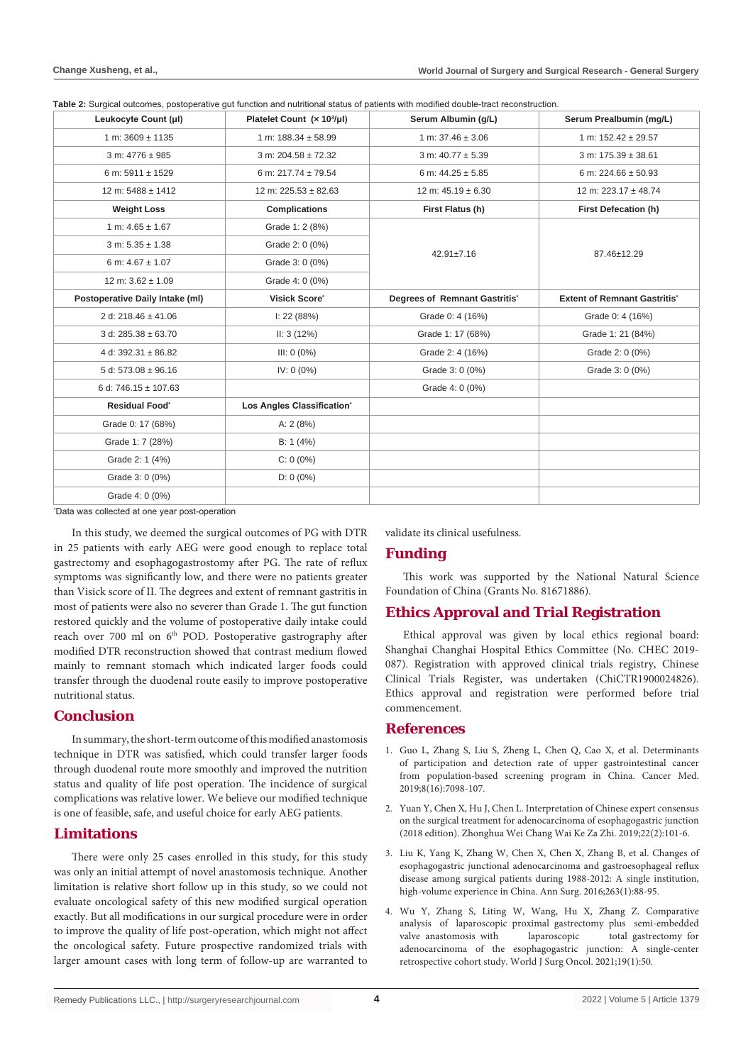**Table 2:** Surgical outcomes, postoperative gut function and nutritional status of patients with modified double-tract reconstruction.

| Leukocyte Count (μl) | Platelet Count (× 10³/μl) | Serum Albumin (g/L) | Serum Prealbumin (mg/L) |
|---|---|---|---|
| 1 m: 3609 ± 1135 | 1 m: 188.34 ± 58.99 | 1 m: 37.46 ± 3.06 | 1 m: 152.42 ± 29.57 |
| 3 m: 4776 ± 985 | 3 m: 204.58 ± 72.32 | 3 m: 40.77 ± 5.39 | 3 m: 175.39 ± 38.61 |
| 6 m: 5911 ± 1529 | 6 m: 217.74 ± 79.54 | 6 m: 44.25 ± 5.85 | 6 m: 224.66 ± 50.93 |
| 12 m: 5488 ± 1412 | 12 m: 225.53 ± 82.63 | 12 m: 45.19 ± 6.30 | 12 m: 223.17 ± 48.74 |
| **Weight Loss** | **Complications** | **First Flatus (h)** | **First Defecation (h)** |
| 1 m: 4.65 ± 1.67 | Grade 1: 2 (8%) | 42.91±7.16 | 87.46±12.29 |
| 3 m: 5.35 ± 1.38 | Grade 2: 0 (0%) | | |
| 6 m: 4.67 ± 1.07 | Grade 3: 0 (0%) | | |
| 12 m: 3.62 ± 1.09 | Grade 4: 0 (0%) | | |
| **Postoperative Daily Intake (ml)** | **Visick Score\*** | **Degrees of Remnant Gastritis\*** | **Extent of Remnant Gastritis\*** |
| 2 d: 218.46 ± 41.06 | I: 22 (88%) | Grade 0: 4 (16%) | Grade 0: 4 (16%) |
| 3 d: 285.38 ± 63.70 | II: 3 (12%) | Grade 1: 17 (68%) | Grade 1: 21 (84%) |
| 4 d: 392.31 ± 86.82 | III: 0 (0%) | Grade 2: 4 (16%) | Grade 2: 0 (0%) |
| 5 d: 573.08 ± 96.16 | IV: 0 (0%) | Grade 3: 0 (0%) | Grade 3: 0 (0%) |
| 6 d: 746.15 ± 107.63 | | Grade 4: 0 (0%) | |
| **Residual Food\*** | **Los Angles Classification\*** | | |
| Grade 0: 17 (68%) | A: 2 (8%) | | |
| Grade 1: 7 (28%) | B: 1 (4%) | | |
| Grade 2: 1 (4%) | C: 0 (0%) | | |
| Grade 3: 0 (0%) | D: 0 (0%) | | |
| Grade 4: 0 (0%) | | | |

\*Data was collected at one year post-operation

In this study, we deemed the surgical outcomes of PG with DTR in 25 patients with early AEG were good enough to replace total gastrectomy and esophagogastrostomy after PG. The rate of reflux symptoms was significantly low, and there were no patients greater than Visick score of II. The degrees and extent of remnant gastritis in most of patients were also no severer than Grade 1. The gut function restored quickly and the volume of postoperative daily intake could reach over 700 ml on 6th POD. Postoperative gastrography after modified DTR reconstruction showed that contrast medium flowed mainly to remnant stomach which indicated larger foods could transfer through the duodenal route easily to improve postoperative nutritional status.

## Conclusion

In summary, the short-term outcome of this modified anastomosis technique in DTR was satisfied, which could transfer larger foods through duodenal route more smoothly and improved the nutrition status and quality of life post operation. The incidence of surgical complications was relative lower. We believe our modified technique is one of feasible, safe, and useful choice for early AEG patients.

## Limitations

There were only 25 cases enrolled in this study, for this study was only an initial attempt of novel anastomosis technique. Another limitation is relative short follow up in this study, so we could not evaluate oncological safety of this new modified surgical operation exactly. But all modifications in our surgical procedure were in order to improve the quality of life post-operation, which might not affect the oncological safety. Future prospective randomized trials with larger amount cases with long term of follow-up are warranted to validate its clinical usefulness.

## Funding

This work was supported by the National Natural Science Foundation of China (Grants No. 81671886).

## Ethics Approval and Trial Registration

Ethical approval was given by local ethics regional board: Shanghai Changhai Hospital Ethics Committee (No. CHEC 2019-087). Registration with approved clinical trials registry, Chinese Clinical Trials Register, was undertaken (ChiCTR1900024826). Ethics approval and registration were performed before trial commencement.

## References

1. Guo L, Zhang S, Liu S, Zheng L, Chen Q, Cao X, et al. Determinants of participation and detection rate of upper gastrointestinal cancer from population-based screening program in China. Cancer Med. 2019;8(16):7098-107.
2. Yuan Y, Chen X, Hu J, Chen L. Interpretation of Chinese expert consensus on the surgical treatment for adenocarcinoma of esophagogastric junction (2018 edition). Zhonghua Wei Chang Wai Ke Za Zhi. 2019;22(2):101-6.
3. Liu K, Yang K, Zhang W, Chen X, Chen X, Zhang B, et al. Changes of esophagogastric junctional adenocarcinoma and gastroesophageal reflux disease among surgical patients during 1988-2012: A single institution, high-volume experience in China. Ann Surg. 2016;263(1):88-95.
4. Wu Y, Zhang S, Liting W, Wang, Hu X, Zhang Z. Comparative analysis of laparoscopic proximal gastrectomy plus semi-embedded valve anastomosis with laparoscopic total gastrectomy for adenocarcinoma of the esophagogastric junction: A single-center retrospective cohort study. World J Surg Oncol. 2021;19(1):50.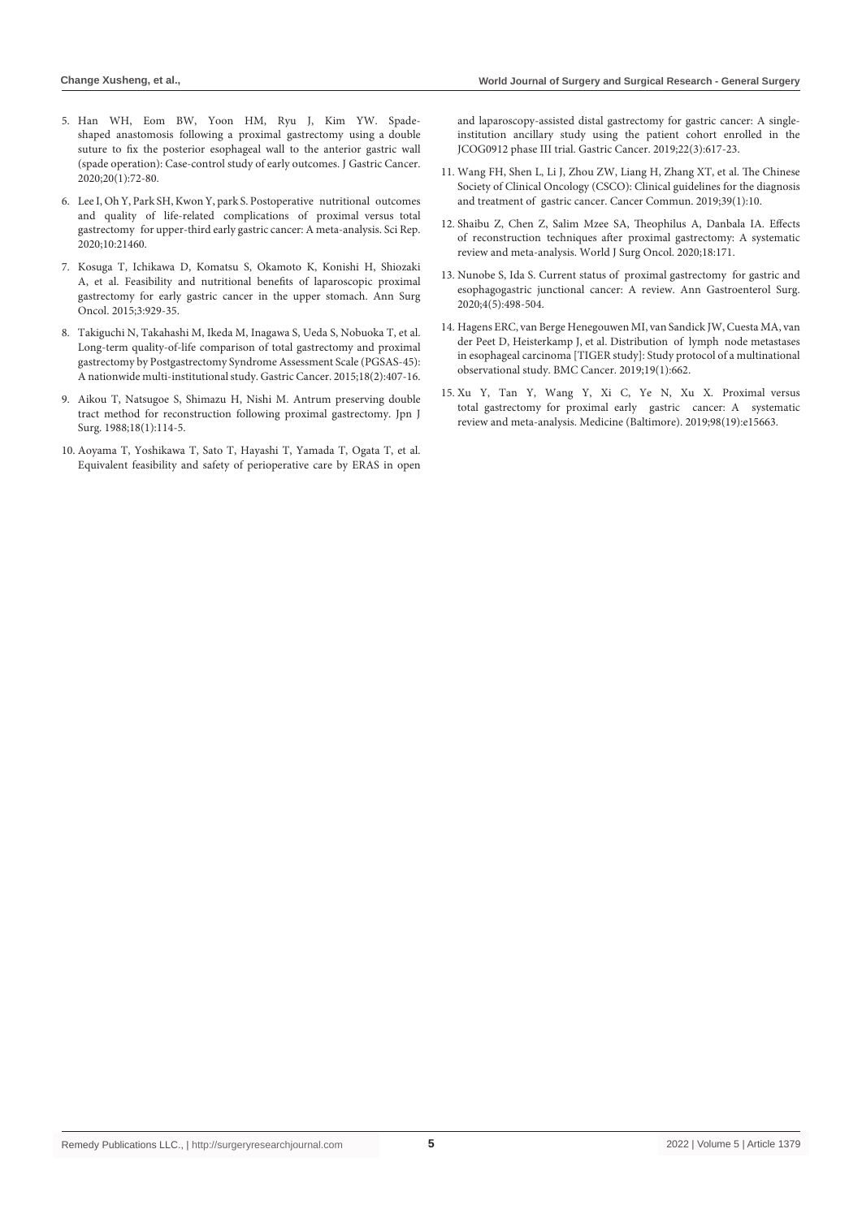5. Han WH, Eom BW, Yoon HM, Ryu J, Kim YW. Spade-shaped anastomosis following a proximal gastrectomy using a double suture to fix the posterior esophageal wall to the anterior gastric wall (spade operation): Case-control study of early outcomes. J Gastric Cancer. 2020;20(1):72-80.

6. Lee I, Oh Y, Park SH, Kwon Y, park S. Postoperative nutritional outcomes and quality of life-related complications of proximal versus total gastrectomy for upper-third early gastric cancer: A meta-analysis. Sci Rep. 2020;10:21460.

7. Kosuga T, Ichikawa D, Komatsu S, Okamoto K, Konishi H, Shiozaki A, et al. Feasibility and nutritional benefits of laparoscopic proximal gastrectomy for early gastric cancer in the upper stomach. Ann Surg Oncol. 2015;3:929-35.

8. Takiguchi N, Takahashi M, Ikeda M, Inagawa S, Ueda S, Nobuoka T, et al. Long-term quality-of-life comparison of total gastrectomy and proximal gastrectomy by Postgastrectomy Syndrome Assessment Scale (PGSAS-45): A nationwide multi-institutional study. Gastric Cancer. 2015;18(2):407-16.

9. Aikou T, Natsugoe S, Shimazu H, Nishi M. Antrum preserving double tract method for reconstruction following proximal gastrectomy. Jpn J Surg. 1988;18(1):114-5.

10. Aoyama T, Yoshikawa T, Sato T, Hayashi T, Yamada T, Ogata T, et al. Equivalent feasibility and safety of perioperative care by ERAS in open and laparoscopy-assisted distal gastrectomy for gastric cancer: A single-institution ancillary study using the patient cohort enrolled in the JCOG0912 phase III trial. Gastric Cancer. 2019;22(3):617-23.

11. Wang FH, Shen L, Li J, Zhou ZW, Liang H, Zhang XT, et al. The Chinese Society of Clinical Oncology (CSCO): Clinical guidelines for the diagnosis and treatment of gastric cancer. Cancer Commun. 2019;39(1):10.

12. Shaibu Z, Chen Z, Salim Mzee SA, Theophilus A, Danbala IA. Effects of reconstruction techniques after proximal gastrectomy: A systematic review and meta-analysis. World J Surg Oncol. 2020;18:171.

13. Nunobe S, Ida S. Current status of proximal gastrectomy for gastric and esophagogastric junctional cancer: A review. Ann Gastroenterol Surg. 2020;4(5):498-504.

14. Hagens ERC, van Berge Henegouwen MI, van Sandick JW, Cuesta MA, van der Peet D, Heisterkamp J, et al. Distribution of lymph node metastases in esophageal carcinoma [TIGER study]: Study protocol of a multinational observational study. BMC Cancer. 2019;19(1):662.

15. Xu Y, Tan Y, Wang Y, Xi C, Ye N, Xu X. Proximal versus total gastrectomy for proximal early gastric cancer: A systematic review and meta-analysis. Medicine (Baltimore). 2019;98(19):e15663.